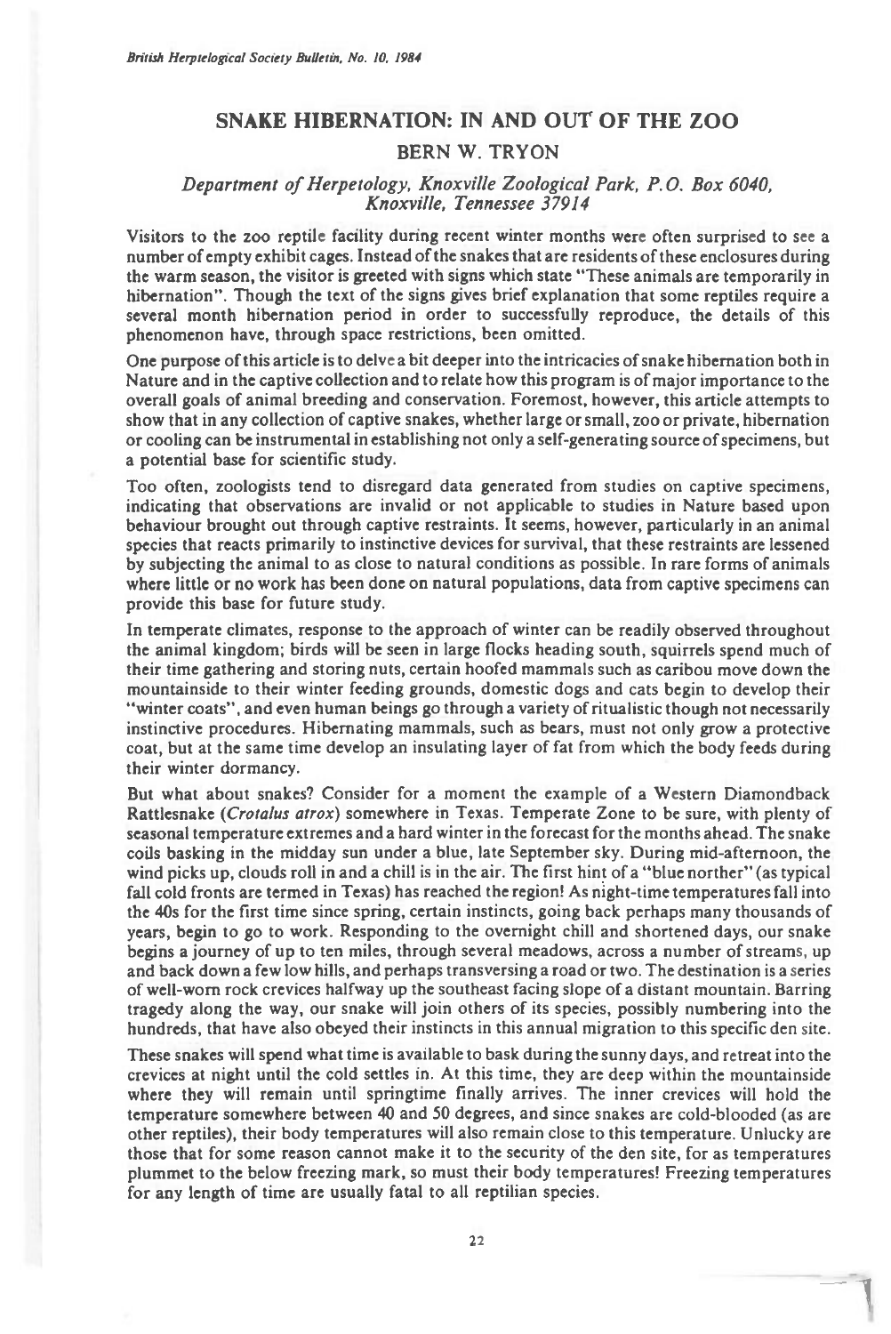# SNAKE HIBERNATION: IN AND OUT OF THE ZOO

## BERN W. TRYON

*Department of Herpetology, Knoxville Zoological Park, P.O. Box 6040, Knoxville, Tennessee 37914*

Visitors to the zoo reptile facility during recent winter months were often surprised to see a number of empty exhibit cages. Instead of the snakes that are residents of these enclosures during the warm season, the visitor is greeted with signs which state "These animals are temporarily in hibernation". Though the text of the signs gives brief explanation that some reptiles require a several month hibernation period in order to successfully reproduce, the details of this phenomenon have, through space restrictions, been omitted.

One purpose of this article is to delve a bit deeper into the intricacies of snake hibernation both in Nature and in the captive collection and to relate how this program is of major importance to the overall goals of animal breeding and conservation. Foremost, however, this article attempts to show that in any collection of captive snakes, whether large or small, zoo or private, hibernation or cooling can be instrumental in establishing not only a self-generating source of specimens, but a potential base for scientific study.

Too often, zoologists tend to disregard data generated from studies on captive specimens, indicating that observations are invalid or not applicable to studies in Nature based upon behaviour brought out through captive restraints. It seems, however, particularly in an animal species that reacts primarily to instinctive devices for survival, that these restraints are lessened by subjecting the animal to as close to natural conditions as possible. In rare forms of animals where little or no work has been done on natural populations, data from captive specimens can provide this base for future study.

In temperate climates, response to the approach of winter can be readily observed throughout the animal kingdom; birds will be seen in large flocks heading south, squirrels spend much of their time gathering and storing nuts, certain hoofed mammals such as caribou move down the mountainside to their winter feeding grounds, domestic dogs and cats begin to develop their "winter coats", and even human beings go through a variety of ritualistic though not necessarily instinctive procedures. Hibernating mammals, such as bears, must not only grow a protective coat, but at the same time develop an insulating layer of fat from which the body feeds during their winter dormancy.

But what about snakes? Consider for a moment the example of a Western Diamondback Rattlesnake (*Crotalus atrox*) somewhere in Texas. Temperate Zone to be sure, with plenty of seasonal temperature extremes and a hard winter in the forecast for the months ahead. The snake coils basking in the midday sun under a blue, late September sky. During mid-afternoon, the wind picks up, clouds roll in and a chill is in the air. The first hint of a "blue norther" (as typical fall cold fronts are termed in Texas) has reached the region! As night-time temperatures fall into the 40s for the first time since spring, certain instincts, going back perhaps many thousands of years, begin to go to work. Responding to the overnight chill and shortened days, our snake begins a journey of up to ten miles, through several meadows, across a number of streams, up and back down a few low hills, and perhaps transversing a road or two. The destination is a series of well-worn rock crevices halfway up the southeast facing slope of a distant mountain. Barring tragedy along the way, our snake will join others of its species, possibly numbering into the hundreds, that have also obeyed their instincts in this annual migration to this specific den site.

These snakes will spend what time is available to bask during the sunny days, and retreat into the crevices at night until the cold settles in. At this time, they are deep within the mountainside where they will remain until springtime finally arrives. The inner crevices will hold the temperature somewhere between 40 and 50 degrees, and since snakes are cold-blooded (as are other reptiles), their body temperatures will also remain close to this temperature. Unlucky are those that for some reason cannot make it to the security of the den site, for as temperatures plummet to the below freezing mark, so must their body temperatures! Freezing temperatures for any length of time are usually fatal to all reptilian species.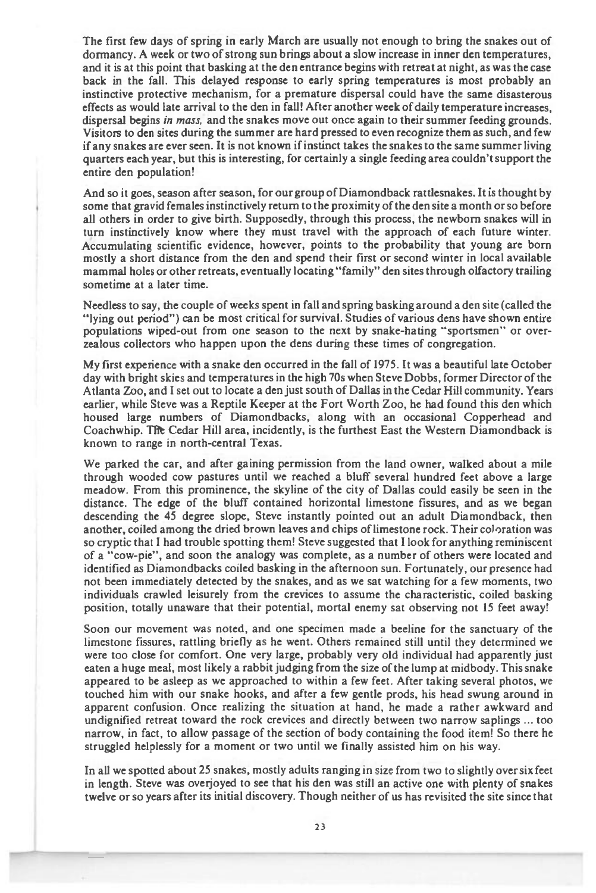The first few days of spring in early March are usually not enough to bring the snakes out of dormancy. A week or two of strong sun brings about a slow increase in inner den temperatures, and it is at this point that basking at the den entrance begins with retreat at night, as was the case back in the fall. This delayed response to early spring temperatures is most probably an instinctive protective mechanism, for a premature dispersal could have the same disastrous effects as would late arrival to the den in fall! After another week of daily temperature increases, dispersal begins *in mass,* and the snakes move out once again to their summer feeding grounds. Visitors to den sites during the summer are hard pressed to even recognize them as such, and few if any snakes are ever seen. It is not known if instinct takes the snakes to the same summer living quarters each year, but this is interesting, for certainly a single feeding area couldn't support the entire den population!

And so it goes, season after season, for our group of Diamondback rattlesnakes. It is thought by some that gravid females instinctively return to the proximity of the den site a month or so before all others in order to give birth. Supposedly, through this process, the newborn snakes will in turn instinctively know where they must travel with the approach of each future winter. Accumulating scientific evidence, however, points to the probability that young are born mostly a short distance from the den and spend their first or second winter in local available mammal holes or other retreats, eventually locating "family" den sites through olfactory trailing sometime at a later time.

Needless to say, the couple of weeks spent in fall and spring basking around a den site (called the "lying out period") can be most critical for survival. Studies of various dens have shown entire populations wiped-out from one season to the next by snake-hating "sportsmen" or over-zealous collectors who happen upon the dens during these times of congregation.

My first experience with a snake den occurred in the fall of 1975. It was a beautiful late October day with bright skies and temperatures in the high 70s when Steve Dobbs, former Director of the Atlanta Zoo, and I set out to locate a den just south of Dallas in the Cedar Hill community. Years earlier, while Steve was a Reptile Keeper at the Fort Worth Zoo, he had found this den which housed large numbers of Diamondbacks, along with an occasional Copperhead and Coachwhip. The Cedar Hill area, incidently, is the furthest East the Western Diamondback is known to range in north-central Texas.

We parked the car, and after gaining permission from the land owner, walked about a mile through wooded cow pastures until we reached a bluff several hundred feet above a large meadow. From this prominence, the skyline of the city of Dallas could easily be seen in the distance. The edge of the bluff contained horizontal limestone fissures, and as we began descending the 45 degree slope, Steve instantly pointed out an adult Diamondback, then another, coiled among the dried brown leaves and chips of limestone rock. Their coloration was so cryptic that I had trouble spotting them! Steve suggested that I look for anything reminiscent of a "cow-pie", and soon the analogy was complete, as a number of others were located and identified as Diamondbacks coiled basking in the afternoon sun. Fortunately, our presence had not been immediately detected by the snakes, and as we sat watching for a few moments, two individuals crawled leisurely from the crevices to assume the characteristic, coiled basking position, totally unaware that their potential, mortal enemy sat observing not 15 feet away!

Soon our movement was noted, and one specimen made a beeline for the sanctuary of the limestone fissures, rattling briefly as he went. Others remained still until they determined we were too close for comfort. One very large, probably very old individual had apparently just eaten a huge meal, most likely a rabbit judging from the size of the lump at midbody. This snake appeared to be asleep as we approached to within a few feet. After taking several photos, we touched him with our snake hooks, and after a few gentle prods, his head swung around in apparent confusion. Once realizing the situation at hand, he made a rather awkward and undignified retreat toward the rock crevices and directly between two narrow saplings ... too narrow, in fact, to allow passage of the section of body containing the food item! So there he struggled helplessly for a moment or two until we finally assisted him on his way.

In all we spotted about 25 snakes, mostly adults ranging in size from two to slightly over six feet in length. Steve was overjoyed to see that his den was still an active one with plenty of snakes twelve or so years after its initial discovery. Though neither of us has revisited the site since that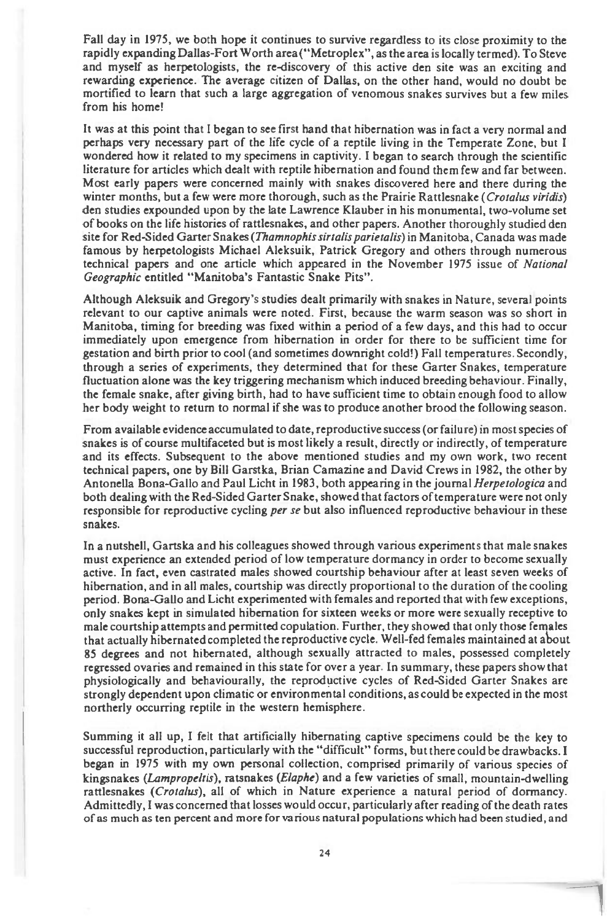Fall day in 1975, we both hope it continues to survive regardless to its close proximity to the rapidly expanding Dallas-Fort Worth area ("Metroplex", as the area is locally termed). To Steve and myself as herpetologists, the re-discovery of this active den site was an exciting and rewarding experience. The average citizen of Dallas, on the other hand, would no doubt be mortified to learn that such a large aggregation of venomous snakes survives but a few miles from his home!

It was at this point that I began to see first hand that hibernation was in fact a very normal and perhaps very necessary part of the life cycle of a reptile living in the Temperate Zone, but I wondered how it related to my specimens in captivity. I began to search through the scientific literature for articles which dealt with reptile hibernation and found them few and far between. Most early papers were concerned mainly with snakes discovered here and there during the winter months, but a few were more thorough, such as the Prairie Rattlesnake (*Crotalus viridis*) den studies expounded upon by the late Lawrence Klauber in his monumental, two-volume set of books on the life histories of rattlesnakes, and other papers. Another thoroughly studied den site for Red-Sided Garter Snakes (*Thamnophis sirtalis parietalis*) in Manitoba, Canada was made famous by herpetologists Michael Aleksuik, Patrick Gregory and others through numerous technical papers and one article which appeared in the November 1975 issue of *National Geographic* entitled "Manitoba's Fantastic Snake Pits".

Although Aleksuik and Gregory's studies dealt primarily with snakes in Nature, several points relevant to our captive animals were noted. First, because the warm season was so short in Manitoba, timing for breeding was fixed within a period of a few days, and this had to occur immediately upon emergence from hibernation in order for there to be sufficient time for gestation and birth prior to cool (and sometimes downright cold!) Fall temperatures. Secondly, through a series of experiments, they determined that for these Garter Snakes, temperature fluctuation alone was the key triggering mechanism which induced breeding behaviour. Finally, the female snake, after giving birth, had to have sufficient time to obtain enough food to allow her body weight to return to normal if she was to produce another brood the following season.

From available evidence accumulated to date, reproductive success (or failure) in most species of snakes is of course multifaceted but is most likely a result, directly or indirectly, of temperature and its effects. Subsequent to the above mentioned studies and my own work, two recent technical papers, one by Bill Garstka, Brian Camazine and David Crews in 1982, the other by Antonella Bona-Gallo and Paul Licht in 1983, both appearing in the journal *Herpetologica* and both dealing with the Red-Sided Garter Snake, showed that factors of temperature were not only responsible for reproductive cycling *per se* but also influenced reproductive behaviour in these snakes.

In a nutshell, Gartska and his colleagues showed through various experiments that male snakes must experience an extended period of low temperature dormancy in order to become sexually active. In fact, even castrated males showed courtship behaviour after at least seven weeks of hibernation, and in all males, courtship was directly proportional to the duration of the cooling period. Bona-Gallo and Licht experimented with females and reported that with few exceptions, only snakes kept in simulated hibernation for sixteen weeks or more were sexually receptive to male courtship attempts and permitted copulation. Further, they showed that only those females that actually hibernated completed the reproductive cycle. Well-fed females maintained at about 85 degrees and not hibernated, although sexually attracted to males, possessed completely regressed ovaries and remained in this state for over a year. In summary, these papers show that physiologically and behaviourally, the reproductive cycles of Red-Sided Garter Snakes are strongly dependent upon climatic or environmental conditions, as could be expected in the most northerly occurring reptile in the western hemisphere.

Summing it all up, I felt that artificially hibernating captive specimens could be the key to successful reproduction, particularly with the "difficult" forms, but there could be drawbacks. I began in 1975 with my own personal collection, comprised primarily of various species of kingsnakes (*Lampropeltis*), ratsnakes (*Elaphe*) and a few varieties of small, mountain-dwelling rattlesnakes (*Crotalus*), all of which in Nature experience a natural period of dormancy. Admittedly, I was concerned that losses would occur, particularly after reading of the death rates of as much as ten percent and more for various natural populations which had been studied, and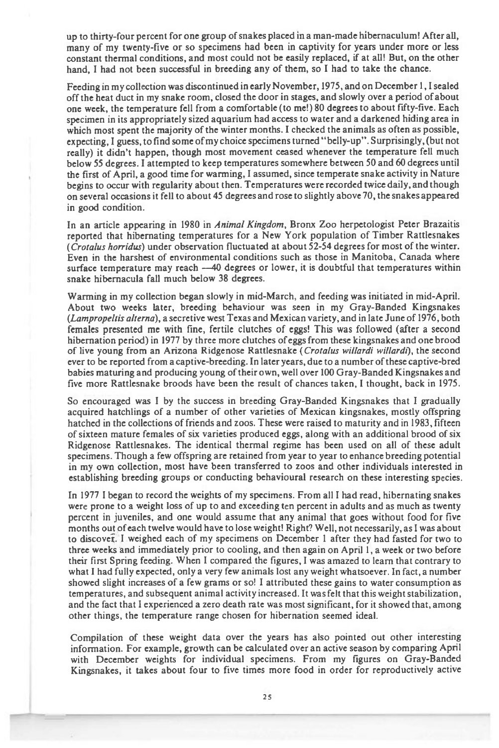up to thirty-four percent for one group of snakes placed in a man-made hibernaculum! After all, many of my twenty-five or so specimens had been in captivity for years under more or less constant thermal conditions, and most could not be easily replaced, if at all! But, on the other hand, I had not been successful in breeding any of them, so I had to take the chance.

Feeding in my collection was discontinued in early November, 1975, and on December 1, I sealed off the heat duct in my snake room, closed the door in stages, and slowly over a period of about one week, the temperature fell from a comfortable (to me!) 80 degrees to about fifty-five. Each specimen in its appropriately sized aquarium had access to water and a darkened hiding area in which most spent the majority of the winter months. I checked the animals as often as possible, expecting, I guess, to find some of my choice specimens turned "belly-up". Surprisingly, (but not really) it didn't happen, though most movement ceased whenever the temperature fell much below 55 degrees. I attempted to keep temperatures somewhere between 50 and 60 degrees until the first of April, a good time for warming, I assumed, since temperate snake activity in Nature begins to occur with regularity about then. Temperatures were recorded twice daily, and though on several occasions it fell to about 45 degrees and rose to slightly above 70, the snakes appeared in good condition.

In an article appearing in 1980 in *Animal Kingdom*, Bronx Zoo herpetologist Peter Brazaitis reported that hibernating temperatures for a New York population of Timber Rattlesnakes (*Crotalus horridus*) under observation fluctuated at about 52-54 degrees for most of the winter. Even in the harshest of environmental conditions such as those in Manitoba, Canada where surface temperature may reach —40 degrees or lower, it is doubtful that temperatures within snake hibernacula fall much below 38 degrees.

Warming in my collection began slowly in mid-March, and feeding was initiated in mid-April. About two weeks later, breeding behaviour was seen in my Gray-Banded Kingsnakes (*Lampropeltis alterna*), a secretive west Texas and Mexican variety, and in late June of 1976, both females presented me with fine, fertile clutches of eggs! This was followed (after a second hibernation period) in 1977 by three more clutches of eggs from these kingsnakes and one brood of live young from an Arizona Ridgenose Rattlesnake (*Crotalus willardi willardi*), the second ever to be reported from a captive-breeding. In later years, due to a number of these captive-bred babies maturing and producing young of their own, well over 100 Gray-Banded Kingsnakes and five more Rattlesnake broods have been the result of chances taken, I thought, back in 1975.

So encouraged was I by the success in breeding Gray-Banded Kingsnakes that I gradually acquired hatchlings of a number of other varieties of Mexican kingsnakes, mostly offspring hatched in the collections of friends and zoos. These were raised to maturity and in 1983, fifteen of sixteen mature females of six varieties produced eggs, along with an additional brood of six Ridgenose Rattlesnakes. The identical thermal regime has been used on all of these adult specimens. Though a few offspring are retained from year to year to enhance breeding potential in my own collection, most have been transferred to zoos and other individuals interested in establishing breeding groups or conducting behavioural research on these interesting species.

In 1977 I began to record the weights of my specimens. From all I had read, hibernating snakes were prone to a weight loss of up to and exceeding ten percent in adults and as much as twenty percent in juveniles, and one would assume that any animal that goes without food for five months out of each twelve would have to lose weight! Right? Well, not necessarily, as I was about to discover. I weighed each of my specimens on December 1 after they had fasted for two to three weeks and immediately prior to cooling, and then again on April 1, a week or two before their first Spring feeding. When I compared the figures, I was amazed to learn that contrary to what I had fully expected, only a very few animals lost any weight whatsoever. In fact, a number showed slight increases of a few grams or so! I attributed these gains to water consumption as temperatures, and subsequent animal activity increased. It was felt that this weight stabilization, and the fact that I experienced a zero death rate was most significant, for it showed that, among other things, the temperature range chosen for hibernation seemed ideal.

Compilation of these weight data over the years has also pointed out other interesting information. For example, growth can be calculated over an active season by comparing April with December weights for individual specimens. From my figures on Gray-Banded Kingsnakes, it takes about four to five times more food in order for reproductively active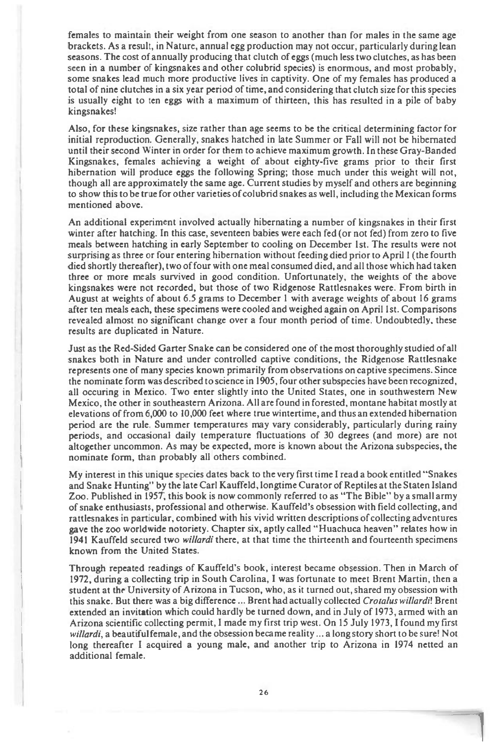females to maintain their weight from one season to another than for males in the same age brackets. As a result, in Nature, annual egg production may not occur, particularly during lean seasons. The cost of annually producing that clutch of eggs (much less two clutches, as has been seen in a number of kingsnakes and other colubrid species) is enormous, and most probably, some snakes lead much more productive lives in captivity. One of my females has produced a total of nine clutches in a six year period of time, and considering that clutch size for this species is usually eight to ten eggs with a maximum of thirteen, this has resulted in a pile of baby kingsnakes!

Also, for these kingsnakes, size rather than age seems to be the critical determining factor for initial reproduction. Generally, snakes hatched in late Summer or Fall will not be hibernated until their second Winter in order for them to achieve maximum growth. In these Gray-Banded Kingsnakes, females achieving a weight of about eighty-five grams prior to their first hibernation will produce eggs the following Spring; those much under this weight will not, though all are approximately the same age. Current studies by myself and others are beginning to show this to be true for other varieties of colubrid snakes as well, including the Mexican forms mentioned above.

An additional experiment involved actually hibernating a number of kingsnakes in their first winter after hatching. In this case, seventeen babies were each fed (or not fed) from zero to five meals between hatching in early September to cooling on December 1st. The results were not surprising as three or four entering hibernation without feeding died prior to April 1 (the fourth died shortly thereafter), two of four with one meal consumed died, and all those which had taken three or more meals survived in good condition. Unfortunately, the weights of the above kingsnakes were not recorded, but those of two Ridgenose Rattlesnakes were. From birth in August at weights of about 6.5 grams to December 1 with average weights of about 16 grams after ten meals each, these specimens were cooled and weighed again on April 1st. Comparisons revealed almost no significant change over a four month period of time. Undoubtedly, these results are duplicated in Nature.

Just as the Red-Sided Garter Snake can be considered one of the most thoroughly studied of all snakes both in Nature and under controlled captive conditions, the Ridgenose Rattlesnake represents one of many species known primarily from observations on captive specimens. Since the nominate form was described to science in 1905, four other subspecies have been recognized, all occuring in Mexico. Two enter slightly into the United States, one in southwestern New Mexico, the other in southeastern Arizona. All are found in forested, montane habitat mostly at elevations of from 6,000 to 10,000 feet where true wintertime, and thus an extended hibernation period are the rule. Summer temperatures may vary considerably, particularly during rainy periods, and occasional daily temperature fluctuations of 30 degrees (and more) are not altogether uncommon. As may be expected, more is known about the Arizona subspecies, the nominate form, than probably all others combined.

My interest in this unique species dates back to the very first time I read a book entitled "Snakes and Snake Hunting" by the late Carl Kauffeld, longtime Curator of Reptiles at the Staten Island Zoo. Published in 1957, this book is now commonly referred to as "The Bible" by a small army of snake enthusiasts, professional and otherwise. Kauffeld's obsession with field collecting, and rattlesnakes in particular, combined with his vivid written descriptions of collecting adventures gave the zoo worldwide notoriety. Chapter six, aptly called "Huachuca heaven" relates how in 1941 Kauffeld secured two *willardi* there, at that time the thirteenth and fourteenth specimens known from the United States.

Through repeated readings of Kauffeld's book, interest became obsession. Then in March of 1972, during a collecting trip in South Carolina, I was fortunate to meet Brent Martin, then a student at the University of Arizona in Tucson, who, as it turned out, shared my obsession with this snake. But there was a big difference ... Brent had actually collected *Crotalus willardi*! Brent extended an invitation which could hardly be turned down, and in July of 1973, armed with an Arizona scientific collecting permit, I made my first trip west. On 15 July 1973, I found my first *willardi*, a beautiful female, and the obsession became reality ... a long story short to be sure! Not long thereafter I acquired a young male, and another trip to Arizona in 1974 netted an additional female.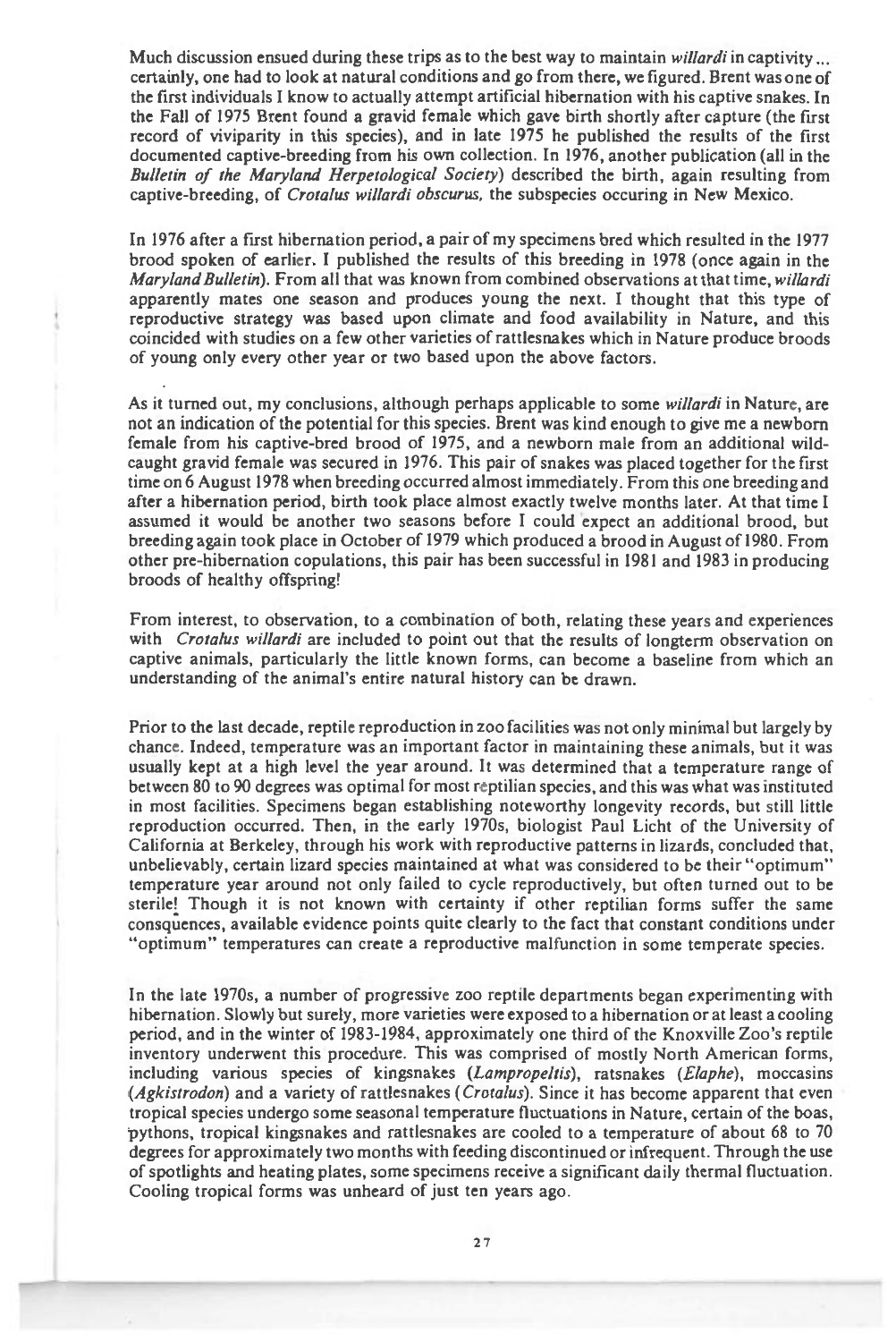Much discussion ensued during these trips as to the best way to maintain *willardi* in captivity... certainly, one had to look at natural conditions and go from there, we figured. Brent was one of the first individuals I know to actually attempt artificial hibernation with his captive snakes. In the Fall of 1975 Brent found a gravid female which gave birth shortly after capture (the first record of viviparity in this species), and in late 1975 he published the results of the first documented captive-breeding from his own collection. In 1976, another publication (all in the *Bulletin of the Maryland Herpetological Society*) described the birth, again resulting from captive-breeding, of *Crotalus willardi obscurus*, the subspecies occuring in New Mexico.

In 1976 after a first hibernation period, a pair of my specimens bred which resulted in the 1977 brood spoken of earlier. I published the results of this breeding in 1978 (once again in the *Maryland Bulletin*). From all that was known from combined observations at that time, *willardi* apparently mates one season and produces young the next. I thought that this type of reproductive strategy was based upon climate and food availability in Nature, and this coincided with studies on a few other varieties of rattlesnakes which in Nature produce broods of young only every other year or two based upon the above factors.

As it turned out, my conclusions, although perhaps applicable to some *willardi* in Nature, are not an indication of the potential for this species. Brent was kind enough to give me a newborn female from his captive-bred brood of 1975, and a newborn male from an additional wild-caught gravid female was secured in 1976. This pair of snakes was placed together for the first time on 6 August 1978 when breeding occurred almost immediately. From this one breeding and after a hibernation period, birth took place almost exactly twelve months later. At that time I assumed it would be another two seasons before I could expect an additional brood, but breeding again took place in October of 1979 which produced a brood in August of 1980. From other pre-hibernation copulations, this pair has been successful in 1981 and 1983 in producing broods of healthy offspring!

From interest, to observation, to a combination of both, relating these years and experiences with *Crotalus willardi* are included to point out that the results of longterm observation on captive animals, particularly the little known forms, can become a baseline from which an understanding of the animal's entire natural history can be drawn.

Prior to the last decade, reptile reproduction in zoo facilities was not only minimal but largely by chance. Indeed, temperature was an important factor in maintaining these animals, but it was usually kept at a high level the year around. It was determined that a temperature range of between 80 to 90 degrees was optimal for most reptilian species, and this was what was instituted in most facilities. Specimens began establishing noteworthy longevity records, but still little reproduction occurred. Then, in the early 1970s, biologist Paul Licht of the University of California at Berkeley, through his work with reproductive patterns in lizards, concluded that, unbelievably, certain lizard species maintained at what was considered to be their "optimum" temperature year around not only failed to cycle reproductively, but often turned out to be sterile! Though it is not known with certainty if other reptilian forms suffer the same consquences, available evidence points quite clearly to the fact that constant conditions under "optimum" temperatures can create a reproductive malfunction in some temperate species.

In the late 1970s, a number of progressive zoo reptile departments began experimenting with hibernation. Slowly but surely, more varieties were exposed to a hibernation or at least a cooling period, and in the winter of 1983-1984, approximately one third of the Knoxville Zoo's reptile inventory underwent this procedure. This was comprised of mostly North American forms, including various species of kingsnakes (*Lampropeltis*), ratsnakes (*Elaphe*), moccasins (*Agkistrodon*) and a variety of rattlesnakes (*Crotalus*). Since it has become apparent that even tropical species undergo some seasonal temperature fluctuations in Nature, certain of the boas, pythons, tropical kingsnakes and rattlesnakes are cooled to a temperature of about 68 to 70 degrees for approximately two months with feeding discontinued or infrequent. Through the use of spotlights and heating plates, some specimens receive a significant daily thermal fluctuation. Cooling tropical forms was unheard of just ten years ago.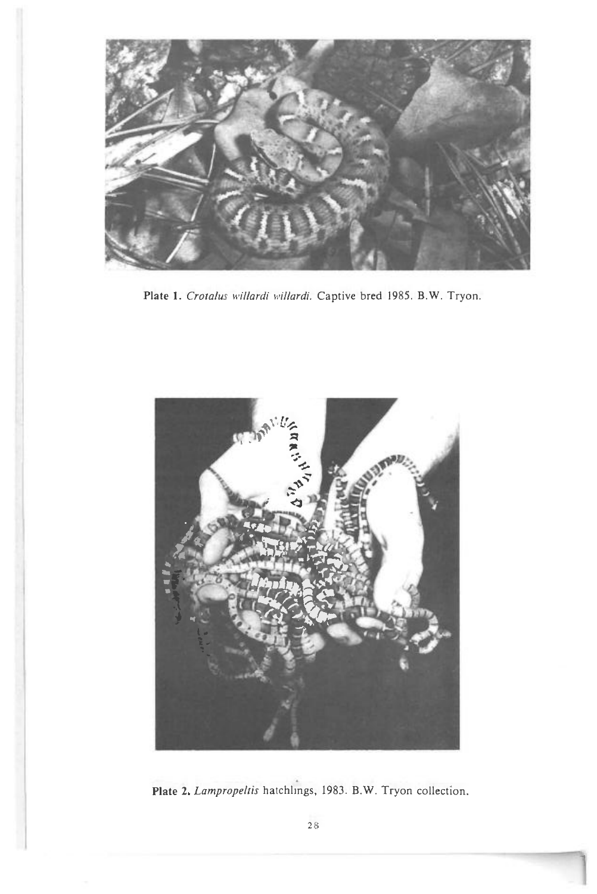**Plate 1.** *Crotalus willardi willardi.* Captive bred 1985. B.W. Tryon.

**Plate 2.** *Lampropeltis* hatchlings, 1983. B.W. Tryon collection.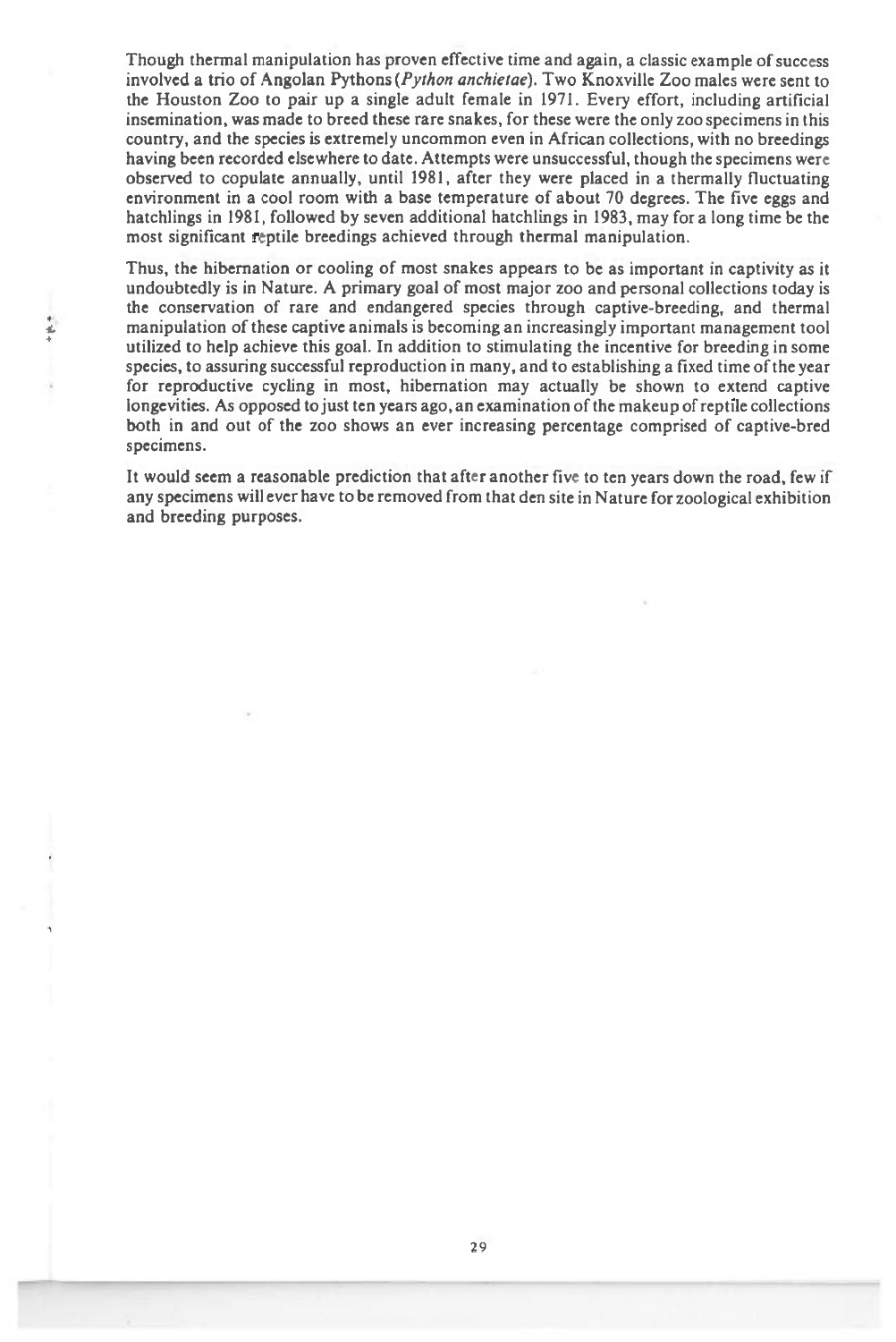Though thermal manipulation has proven effective time and again, a classic example of success involved a trio of Angolan Pythons (*Python anchietae*). Two Knoxville Zoo males were sent to the Houston Zoo to pair up a single adult female in 1971. Every effort, including artificial insemination, was made to breed these rare snakes, for these were the only zoo specimens in this country, and the species is extremely uncommon even in African collections, with no breedings having been recorded elsewhere to date. Attempts were unsuccessful, though the specimens were observed to copulate annually, until 1981, after they were placed in a thermally fluctuating environment in a cool room with a base temperature of about 70 degrees. The five eggs and hatchlings in 1981, followed by seven additional hatchlings in 1983, may for a long time be the most significant reptile breedings achieved through thermal manipulation.

Thus, the hibernation or cooling of most snakes appears to be as important in captivity as it undoubtedly is in Nature. A primary goal of most major zoo and personal collections today is the conservation of rare and endangered species through captive-breeding, and thermal manipulation of these captive animals is becoming an increasingly important management tool utilized to help achieve this goal. In addition to stimulating the incentive for breeding in some species, to assuring successful reproduction in many, and to establishing a fixed time of the year for reproductive cycling in most, hibernation may actually be shown to extend captive longevities. As opposed to just ten years ago, an examination of the makeup of reptile collections both in and out of the zoo shows an ever increasing percentage comprised of captive-bred specimens.

It would seem a reasonable prediction that after another five to ten years down the road, few if any specimens will ever have to be removed from that den site in Nature for zoological exhibition and breeding purposes.